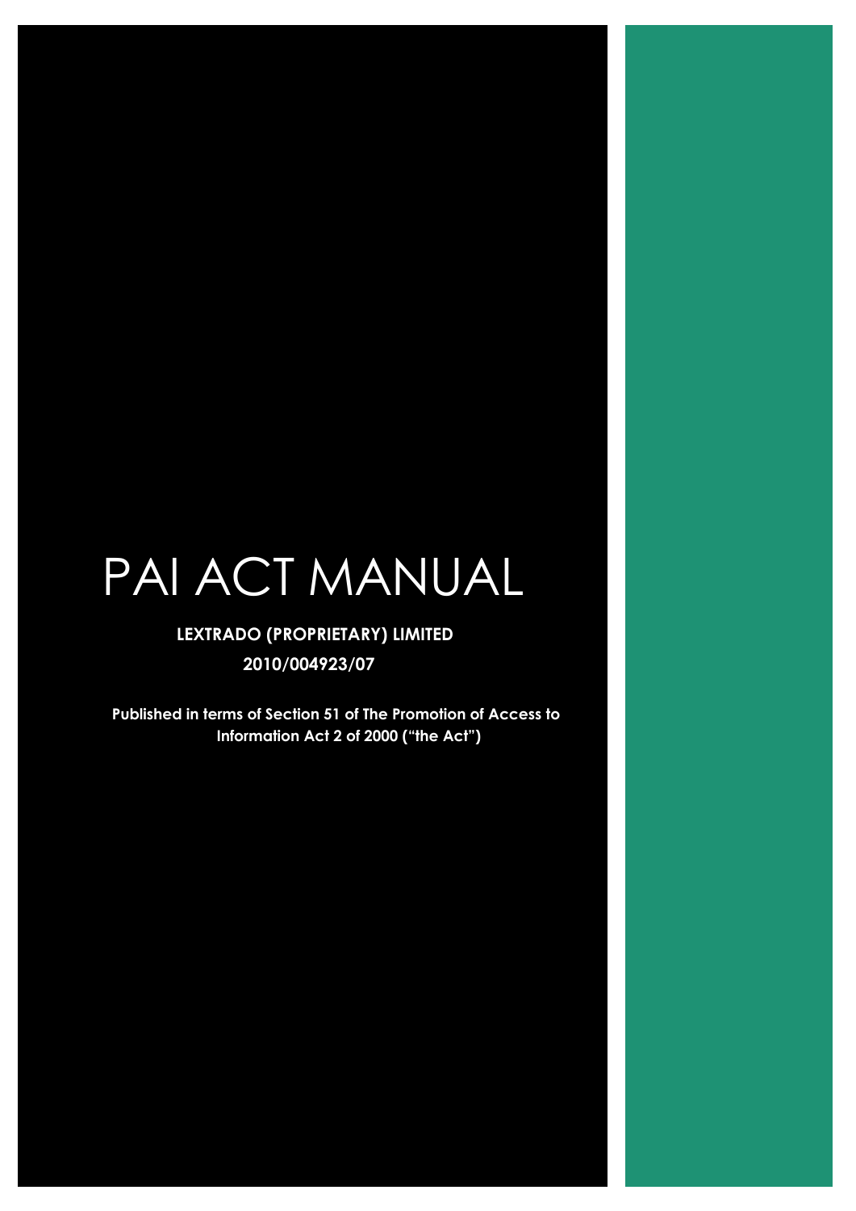# PAI ACT MANUAL

**LEXTRADO (PROPRIETARY) LIMITED**

**2010/004923/07**

**Published in terms of Section 51 of The Promotion of Access to Information Act 2 of 2000 ("the Act")**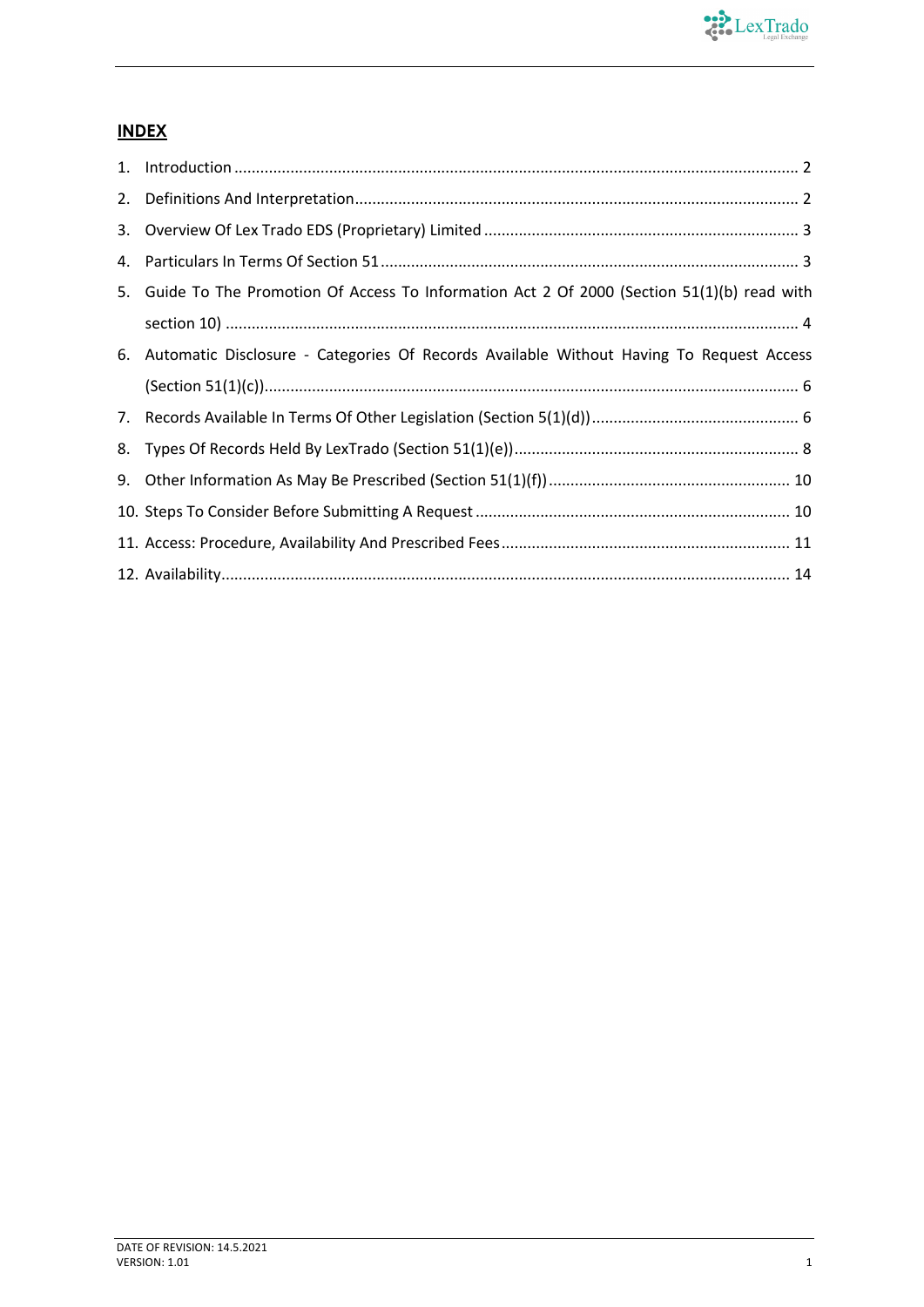## INDEX

1. Introduction .......... 2
2. Definitions And Interpretation .......... 2
3. Overview Of Lex Trado EDS (Proprietary) Limited .......... 3
4. Particulars In Terms Of Section 51 .......... 3
5. Guide To The Promotion Of Access To Information Act 2 Of 2000 (Section 51(1)(b) read with section 10) .......... 4
6. Automatic Disclosure - Categories Of Records Available Without Having To Request Access (Section 51(1)(c)) .......... 6
7. Records Available In Terms Of Other Legislation (Section 5(1)(d)) .......... 6
8. Types Of Records Held By LexTrado (Section 51(1)(e)) .......... 8
9. Other Information As May Be Prescribed (Section 51(1)(f)) .......... 10
10. Steps To Consider Before Submitting A Request .......... 10
11. Access: Procedure, Availability And Prescribed Fees .......... 11
12. Availability .......... 14

DATE OF REVISION: 14.5.2021
VERSION: 1.01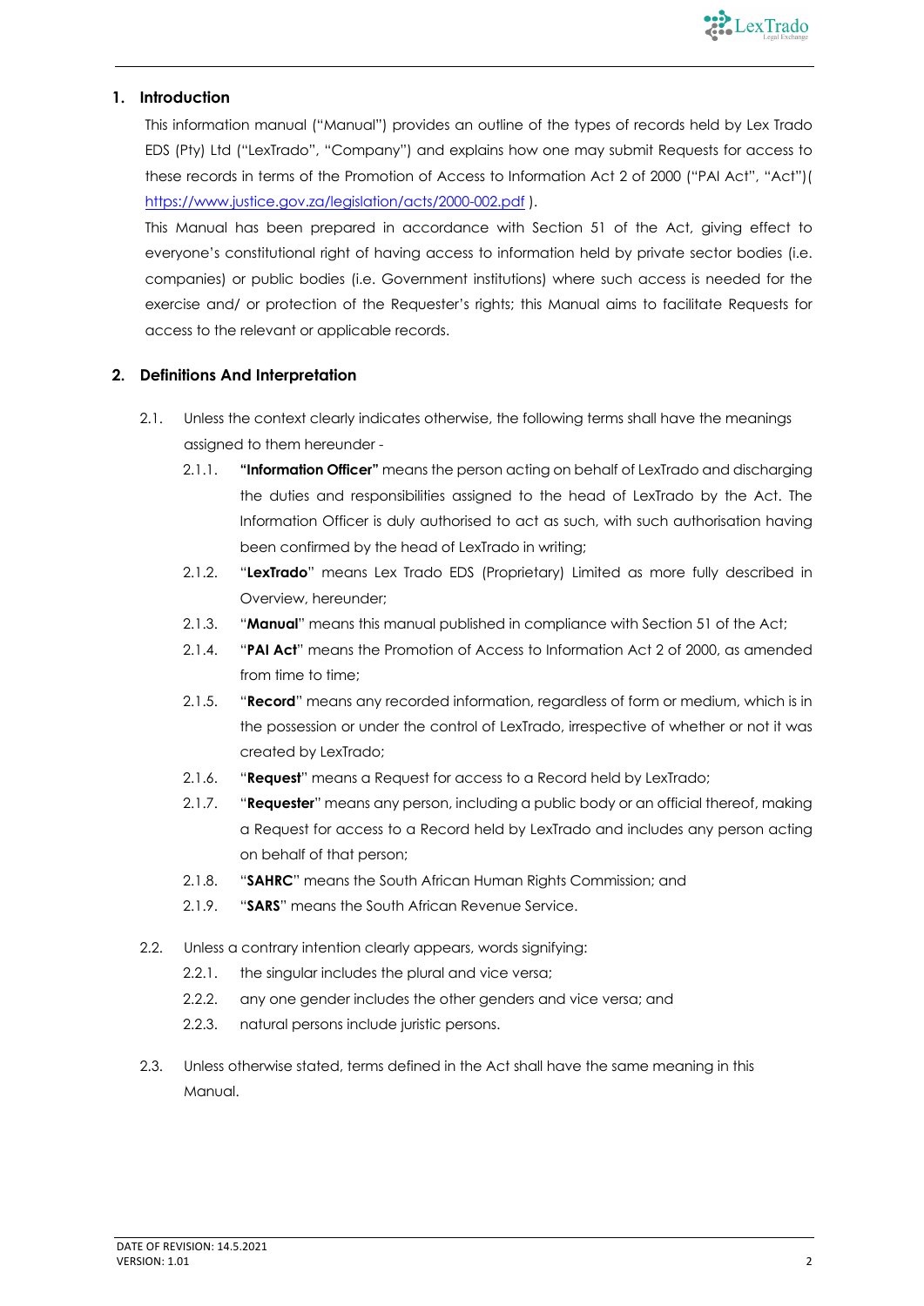## 1. Introduction

This information manual ("Manual") provides an outline of the types of records held by Lex Trado EDS (Pty) Ltd ("LexTrado", "Company") and explains how one may submit Requests for access to these records in terms of the Promotion of Access to Information Act 2 of 2000 ("PAI Act", "Act")( https://www.justice.gov.za/legislation/acts/2000-002.pdf ).

This Manual has been prepared in accordance with Section 51 of the Act, giving effect to everyone's constitutional right of having access to information held by private sector bodies (i.e. companies) or public bodies (i.e. Government institutions) where such access is needed for the exercise and/ or protection of the Requester's rights; this Manual aims to facilitate Requests for access to the relevant or applicable records.

## 2. Definitions And Interpretation

2.1. Unless the context clearly indicates otherwise, the following terms shall have the meanings assigned to them hereunder -

2.1.1. **"Information Officer"** means the person acting on behalf of LexTrado and discharging the duties and responsibilities assigned to the head of LexTrado by the Act. The Information Officer is duly authorised to act as such, with such authorisation having been confirmed by the head of LexTrado in writing;

2.1.2. "**LexTrado**" means Lex Trado EDS (Proprietary) Limited as more fully described in Overview, hereunder;

2.1.3. "**Manual**" means this manual published in compliance with Section 51 of the Act;

2.1.4. "**PAI Act**" means the Promotion of Access to Information Act 2 of 2000, as amended from time to time;

2.1.5. "**Record**" means any recorded information, regardless of form or medium, which is in the possession or under the control of LexTrado, irrespective of whether or not it was created by LexTrado;

2.1.6. "**Request**" means a Request for access to a Record held by LexTrado;

2.1.7. "**Requester**" means any person, including a public body or an official thereof, making a Request for access to a Record held by LexTrado and includes any person acting on behalf of that person;

2.1.8. "**SAHRC**" means the South African Human Rights Commission; and

2.1.9. "**SARS**" means the South African Revenue Service.

2.2. Unless a contrary intention clearly appears, words signifying:

2.2.1. the singular includes the plural and vice versa;

2.2.2. any one gender includes the other genders and vice versa; and

2.2.3. natural persons include juristic persons.

2.3. Unless otherwise stated, terms defined in the Act shall have the same meaning in this Manual.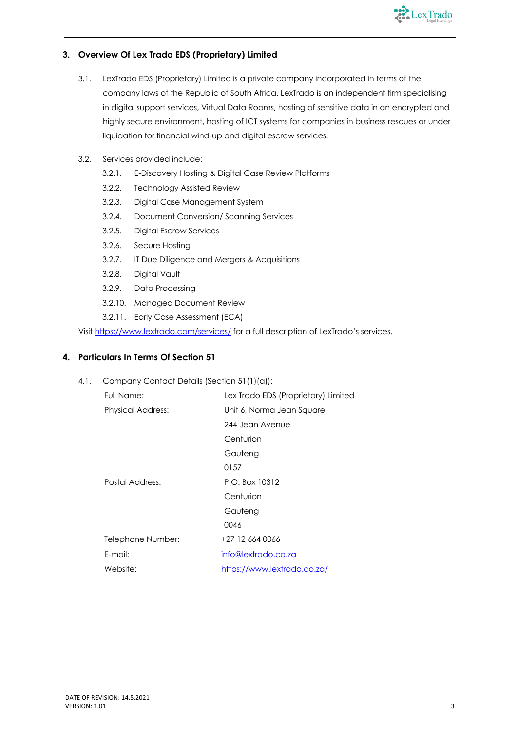## 3. Overview Of Lex Trado EDS (Proprietary) Limited

3.1. LexTrado EDS (Proprietary) Limited is a private company incorporated in terms of the company laws of the Republic of South Africa. LexTrado is an independent firm specialising in digital support services, Virtual Data Rooms, hosting of sensitive data in an encrypted and highly secure environment, hosting of ICT systems for companies in business rescues or under liquidation for financial wind-up and digital escrow services.

3.2. Services provided include:

- 3.2.1. E-Discovery Hosting & Digital Case Review Platforms
- 3.2.2. Technology Assisted Review
- 3.2.3. Digital Case Management System
- 3.2.4. Document Conversion/ Scanning Services
- 3.2.5. Digital Escrow Services
- 3.2.6. Secure Hosting
- 3.2.7. IT Due Diligence and Mergers & Acquisitions
- 3.2.8. Digital Vault
- 3.2.9. Data Processing
- 3.2.10. Managed Document Review
- 3.2.11. Early Case Assessment (ECA)

Visit https://www.lextrado.com/services/ for a full description of LexTrado's services.

## 4. Particulars In Terms Of Section 51

4.1. Company Contact Details (Section 51(1)(a)):

| | |
|---|---|
| Full Name: | Lex Trado EDS (Proprietary) Limited |
| Physical Address: | Unit 6, Norma Jean Square<br>244 Jean Avenue<br>Centurion<br>Gauteng<br>0157 |
| Postal Address: | P.O. Box 10312<br>Centurion<br>Gauteng<br>0046 |
| Telephone Number: | +27 12 664 0066 |
| E-mail: | info@lextrado.co.za |
| Website: | https://www.lextrado.co.za/ |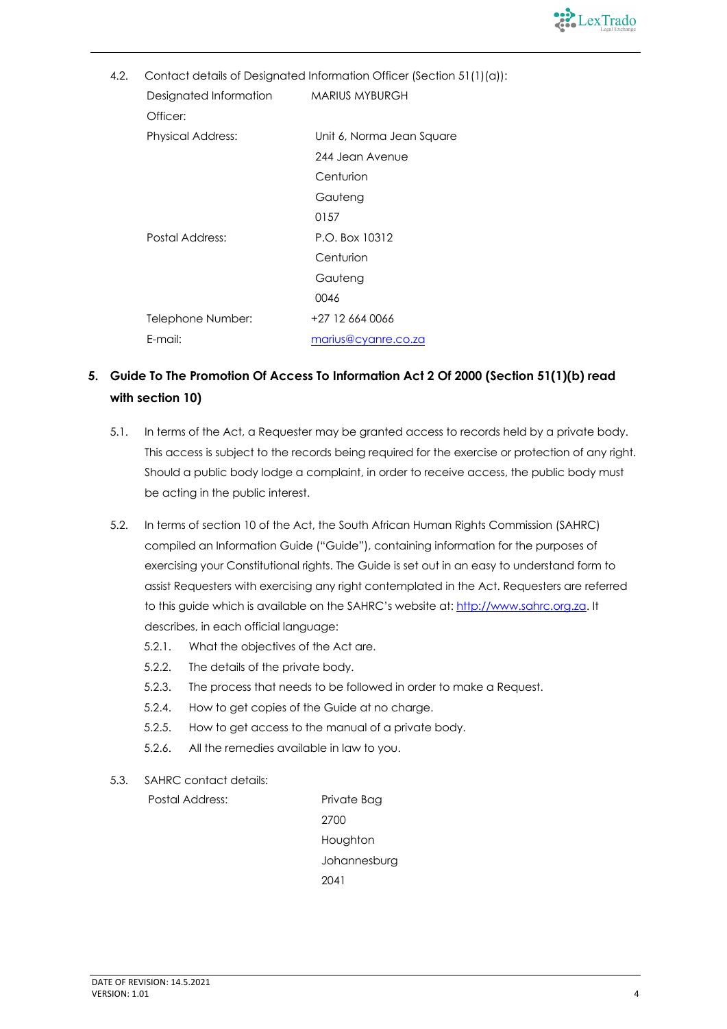4.2. Contact details of Designated Information Officer (Section 51(1)(a)):

| | |
|---|---|
| Designated Information Officer: | MARIUS MYBURGH |
| Physical Address: | Unit 6, Norma Jean Square<br>244 Jean Avenue<br>Centurion<br>Gauteng<br>0157 |
| Postal Address: | P.O. Box 10312<br>Centurion<br>Gauteng<br>0046 |
| Telephone Number: | +27 12 664 0066 |
| E-mail: | marius@cyanre.co.za |

## 5. Guide To The Promotion Of Access To Information Act 2 Of 2000 (Section 51(1)(b) read with section 10)

5.1. In terms of the Act, a Requester may be granted access to records held by a private body. This access is subject to the records being required for the exercise or protection of any right. Should a public body lodge a complaint, in order to receive access, the public body must be acting in the public interest.

5.2. In terms of section 10 of the Act, the South African Human Rights Commission (SAHRC) compiled an Information Guide ("Guide"), containing information for the purposes of exercising your Constitutional rights. The Guide is set out in an easy to understand form to assist Requesters with exercising any right contemplated in the Act. Requesters are referred to this guide which is available on the SAHRC's website at: http://www.sahrc.org.za. It describes, in each official language:

- 5.2.1. What the objectives of the Act are.
- 5.2.2. The details of the private body.
- 5.2.3. The process that needs to be followed in order to make a Request.
- 5.2.4. How to get copies of the Guide at no charge.
- 5.2.5. How to get access to the manual of a private body.
- 5.2.6. All the remedies available in law to you.

5.3. SAHRC contact details:

| | |
|---|---|
| Postal Address: | Private Bag<br>2700<br>Houghton<br>Johannesburg<br>2041 |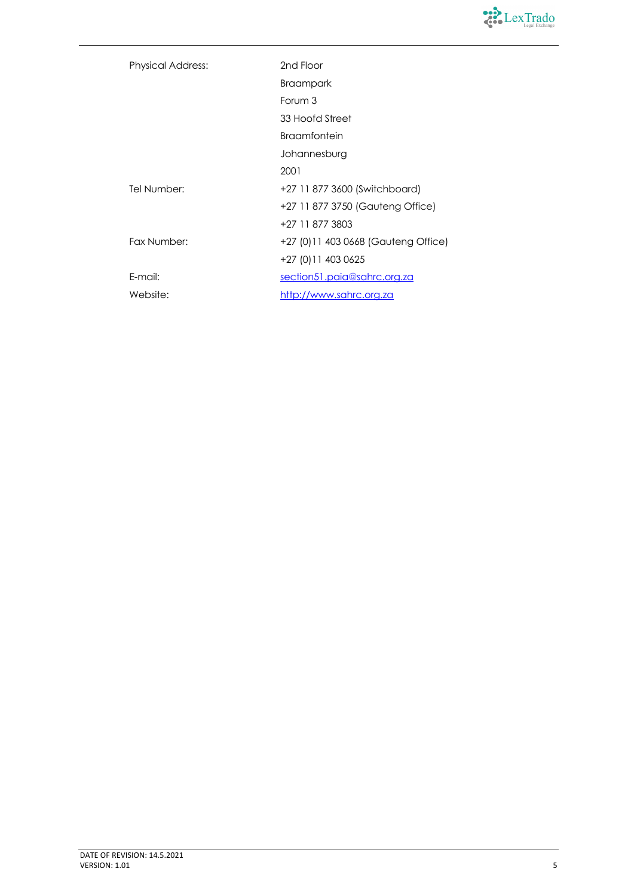| | |
|---|---|
| Physical Address: | 2nd Floor |
| | Braampark |
| | Forum 3 |
| | 33 Hoofd Street |
| | Braamfontein |
| | Johannesburg |
| | 2001 |
| Tel Number: | +27 11 877 3600 (Switchboard) |
| | +27 11 877 3750 (Gauteng Office) |
| | +27 11 877 3803 |
| Fax Number: | +27 (0)11 403 0668 (Gauteng Office) |
| | +27 (0)11 403 0625 |
| E-mail: | section51.paia@sahrc.org.za |
| Website: | http://www.sahrc.org.za |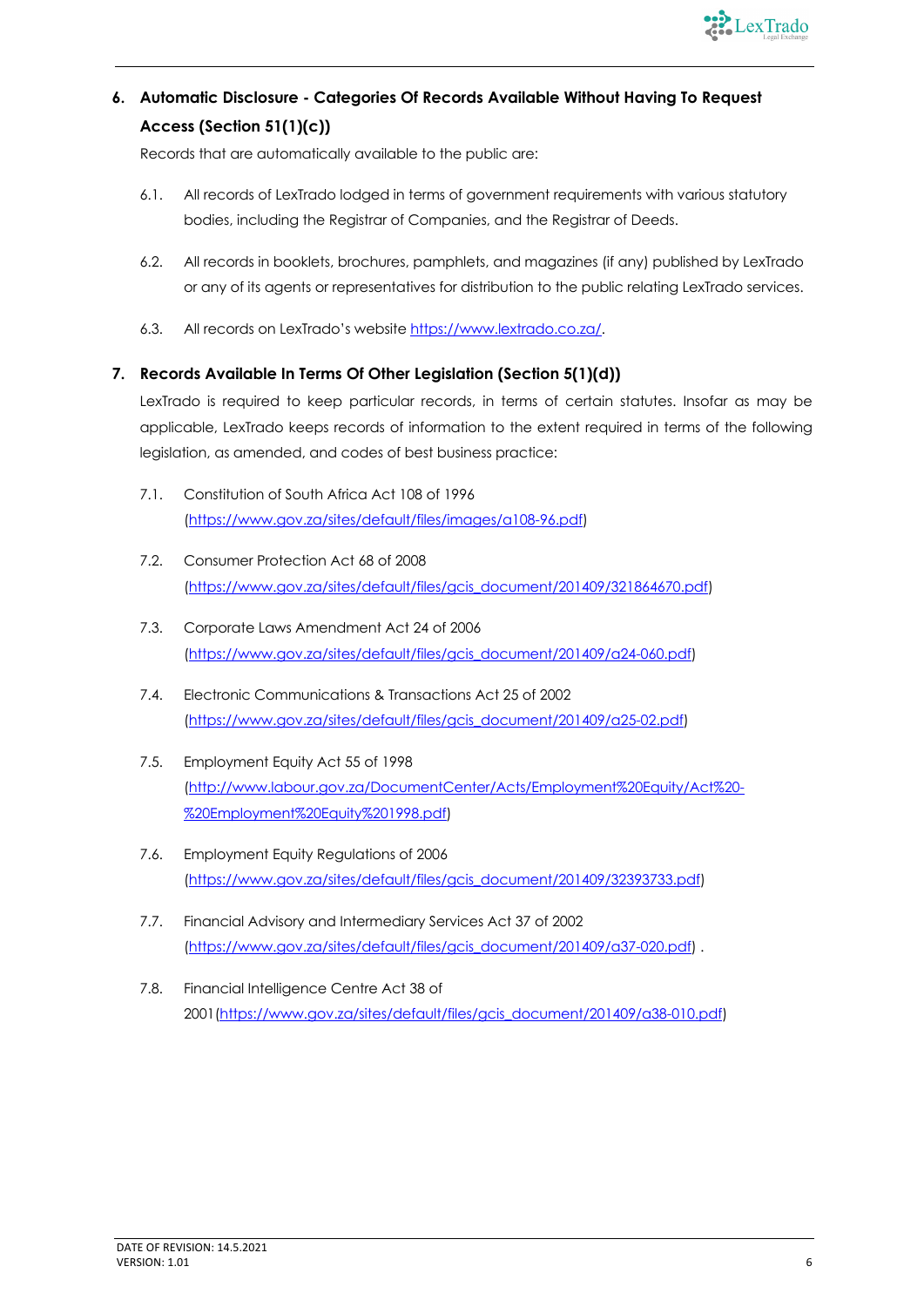## 6. Automatic Disclosure - Categories Of Records Available Without Having To Request Access (Section 51(1)(c))

Records that are automatically available to the public are:

6.1. All records of LexTrado lodged in terms of government requirements with various statutory bodies, including the Registrar of Companies, and the Registrar of Deeds.

6.2. All records in booklets, brochures, pamphlets, and magazines (if any) published by LexTrado or any of its agents or representatives for distribution to the public relating LexTrado services.

6.3. All records on LexTrado's website https://www.lextrado.co.za/.

## 7. Records Available In Terms Of Other Legislation (Section 5(1)(d))

LexTrado is required to keep particular records, in terms of certain statutes. Insofar as may be applicable, LexTrado keeps records of information to the extent required in terms of the following legislation, as amended, and codes of best business practice:

7.1. Constitution of South Africa Act 108 of 1996 (https://www.gov.za/sites/default/files/images/a108-96.pdf)

7.2. Consumer Protection Act 68 of 2008 (https://www.gov.za/sites/default/files/gcis_document/201409/321864670.pdf)

7.3. Corporate Laws Amendment Act 24 of 2006 (https://www.gov.za/sites/default/files/gcis_document/201409/a24-060.pdf)

7.4. Electronic Communications & Transactions Act 25 of 2002 (https://www.gov.za/sites/default/files/gcis_document/201409/a25-02.pdf)

7.5. Employment Equity Act 55 of 1998 (http://www.labour.gov.za/DocumentCenter/Acts/Employment%20Equity/Act%20-%20Employment%20Equity%201998.pdf)

7.6. Employment Equity Regulations of 2006 (https://www.gov.za/sites/default/files/gcis_document/201409/32393733.pdf)

7.7. Financial Advisory and Intermediary Services Act 37 of 2002 (https://www.gov.za/sites/default/files/gcis_document/201409/a37-020.pdf) .

7.8. Financial Intelligence Centre Act 38 of 2001(https://www.gov.za/sites/default/files/gcis_document/201409/a38-010.pdf)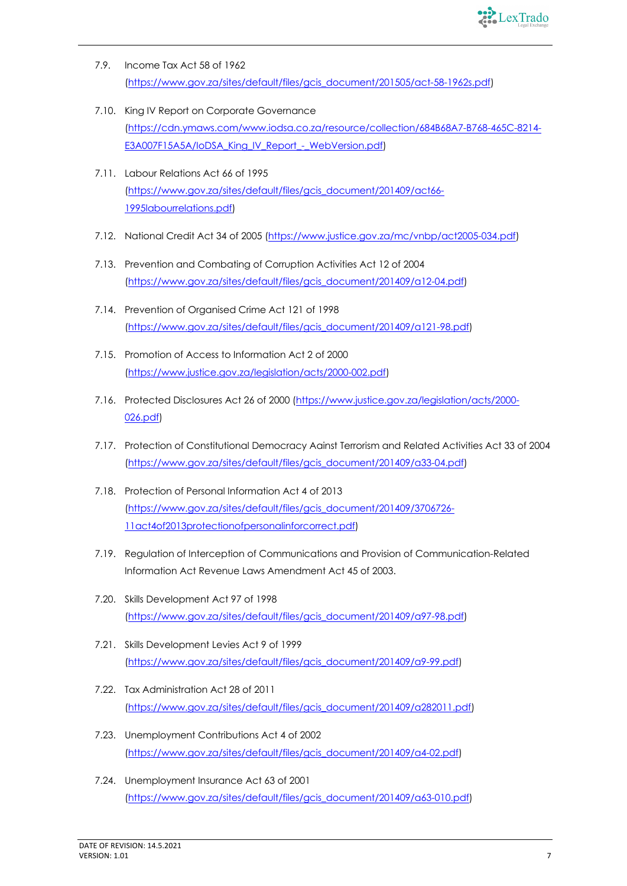7.9. Income Tax Act 58 of 1962 (https://www.gov.za/sites/default/files/gcis_document/201505/act-58-1962s.pdf)

7.10. King IV Report on Corporate Governance (https://cdn.ymaws.com/www.iodsa.co.za/resource/collection/684B68A7-B768-465C-8214-E3A007F15A5A/IoDSA_King_IV_Report_-_WebVersion.pdf)

7.11. Labour Relations Act 66 of 1995 (https://www.gov.za/sites/default/files/gcis_document/201409/act66-1995labourrelations.pdf)

7.12. National Credit Act 34 of 2005 (https://www.justice.gov.za/mc/vnbp/act2005-034.pdf)

7.13. Prevention and Combating of Corruption Activities Act 12 of 2004 (https://www.gov.za/sites/default/files/gcis_document/201409/a12-04.pdf)

7.14. Prevention of Organised Crime Act 121 of 1998 (https://www.gov.za/sites/default/files/gcis_document/201409/a121-98.pdf)

7.15. Promotion of Access to Information Act 2 of 2000 (https://www.justice.gov.za/legislation/acts/2000-002.pdf)

7.16. Protected Disclosures Act 26 of 2000 (https://www.justice.gov.za/legislation/acts/2000-026.pdf)

7.17. Protection of Constitutional Democracy Aainst Terrorism and Related Activities Act 33 of 2004 (https://www.gov.za/sites/default/files/gcis_document/201409/a33-04.pdf)

7.18. Protection of Personal Information Act 4 of 2013 (https://www.gov.za/sites/default/files/gcis_document/201409/3706726-11act4of2013protectionofpersonalinforcorrect.pdf)

7.19. Regulation of Interception of Communications and Provision of Communication-Related Information Act Revenue Laws Amendment Act 45 of 2003.

7.20. Skills Development Act 97 of 1998 (https://www.gov.za/sites/default/files/gcis_document/201409/a97-98.pdf)

7.21. Skills Development Levies Act 9 of 1999 (https://www.gov.za/sites/default/files/gcis_document/201409/a9-99.pdf)

7.22. Tax Administration Act 28 of 2011 (https://www.gov.za/sites/default/files/gcis_document/201409/a282011.pdf)

7.23. Unemployment Contributions Act 4 of 2002 (https://www.gov.za/sites/default/files/gcis_document/201409/a4-02.pdf)

7.24. Unemployment Insurance Act 63 of 2001 (https://www.gov.za/sites/default/files/gcis_document/201409/a63-010.pdf)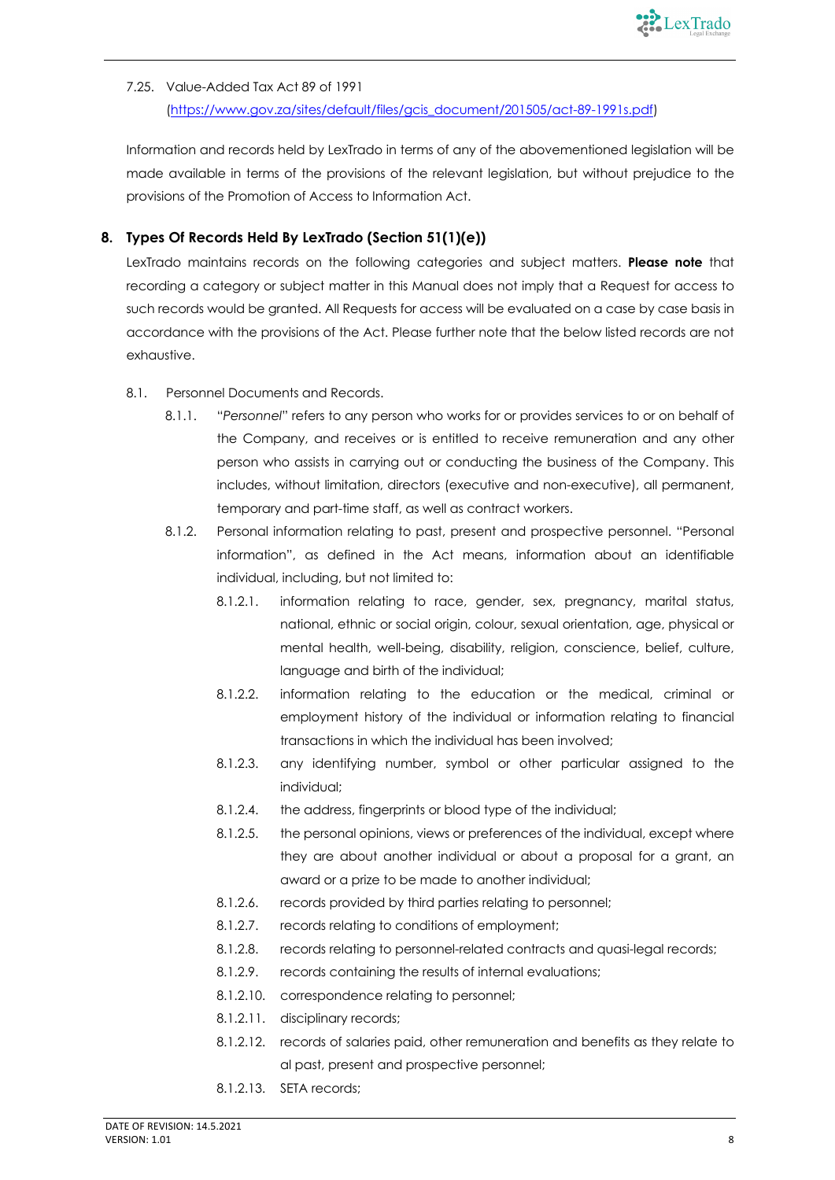7.25. Value-Added Tax Act 89 of 1991
(https://www.gov.za/sites/default/files/gcis_document/201505/act-89-1991s.pdf)

Information and records held by LexTrado in terms of any of the abovementioned legislation will be made available in terms of the provisions of the relevant legislation, but without prejudice to the provisions of the Promotion of Access to Information Act.

## 8. Types Of Records Held By LexTrado (Section 51(1)(e))

LexTrado maintains records on the following categories and subject matters. **Please note** that recording a category or subject matter in this Manual does not imply that a Request for access to such records would be granted. All Requests for access will be evaluated on a case by case basis in accordance with the provisions of the Act. Please further note that the below listed records are not exhaustive.

8.1. Personnel Documents and Records.

8.1.1. "*Personnel*" refers to any person who works for or provides services to or on behalf of the Company, and receives or is entitled to receive remuneration and any other person who assists in carrying out or conducting the business of the Company. This includes, without limitation, directors (executive and non-executive), all permanent, temporary and part-time staff, as well as contract workers.

8.1.2. Personal information relating to past, present and prospective personnel. "Personal information", as defined in the Act means, information about an identifiable individual, including, but not limited to:

8.1.2.1. information relating to race, gender, sex, pregnancy, marital status, national, ethnic or social origin, colour, sexual orientation, age, physical or mental health, well-being, disability, religion, conscience, belief, culture, language and birth of the individual;

8.1.2.2. information relating to the education or the medical, criminal or employment history of the individual or information relating to financial transactions in which the individual has been involved;

8.1.2.3. any identifying number, symbol or other particular assigned to the individual;

8.1.2.4. the address, fingerprints or blood type of the individual;

8.1.2.5. the personal opinions, views or preferences of the individual, except where they are about another individual or about a proposal for a grant, an award or a prize to be made to another individual;

8.1.2.6. records provided by third parties relating to personnel;

8.1.2.7. records relating to conditions of employment;

8.1.2.8. records relating to personnel-related contracts and quasi-legal records;

8.1.2.9. records containing the results of internal evaluations;

8.1.2.10. correspondence relating to personnel;

8.1.2.11. disciplinary records;

8.1.2.12. records of salaries paid, other remuneration and benefits as they relate to al past, present and prospective personnel;

8.1.2.13. SETA records;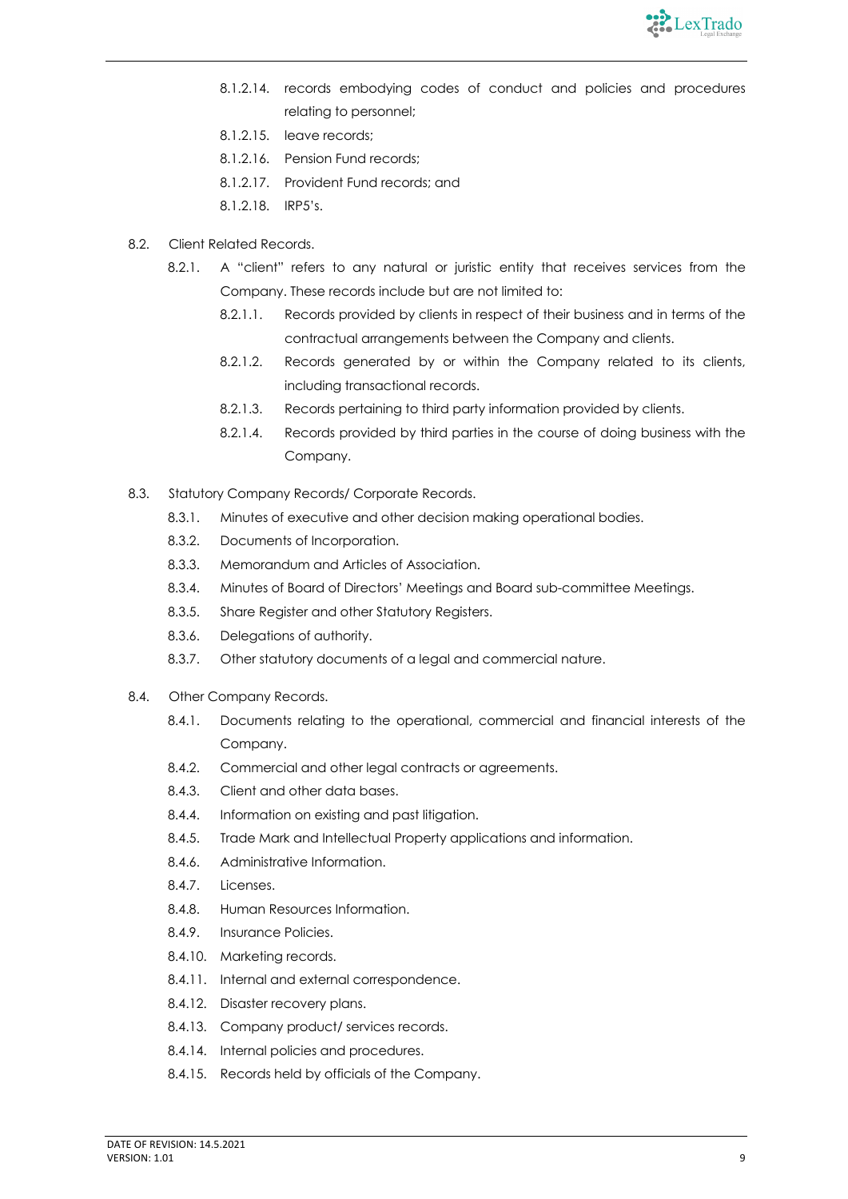- 8.1.2.14. records embodying codes of conduct and policies and procedures relating to personnel;
- 8.1.2.15. leave records;
- 8.1.2.16. Pension Fund records;
- 8.1.2.17. Provident Fund records; and
- 8.1.2.18. IRP5's.

8.2. Client Related Records.

- 8.2.1. A "client" refers to any natural or juristic entity that receives services from the Company. These records include but are not limited to:
  - 8.2.1.1. Records provided by clients in respect of their business and in terms of the contractual arrangements between the Company and clients.
  - 8.2.1.2. Records generated by or within the Company related to its clients, including transactional records.
  - 8.2.1.3. Records pertaining to third party information provided by clients.
  - 8.2.1.4. Records provided by third parties in the course of doing business with the Company.

8.3. Statutory Company Records/ Corporate Records.

- 8.3.1. Minutes of executive and other decision making operational bodies.
- 8.3.2. Documents of Incorporation.
- 8.3.3. Memorandum and Articles of Association.
- 8.3.4. Minutes of Board of Directors' Meetings and Board sub-committee Meetings.
- 8.3.5. Share Register and other Statutory Registers.
- 8.3.6. Delegations of authority.
- 8.3.7. Other statutory documents of a legal and commercial nature.

8.4. Other Company Records.

- 8.4.1. Documents relating to the operational, commercial and financial interests of the Company.
- 8.4.2. Commercial and other legal contracts or agreements.
- 8.4.3. Client and other data bases.
- 8.4.4. Information on existing and past litigation.
- 8.4.5. Trade Mark and Intellectual Property applications and information.
- 8.4.6. Administrative Information.
- 8.4.7. Licenses.
- 8.4.8. Human Resources Information.
- 8.4.9. Insurance Policies.
- 8.4.10. Marketing records.
- 8.4.11. Internal and external correspondence.
- 8.4.12. Disaster recovery plans.
- 8.4.13. Company product/ services records.
- 8.4.14. Internal policies and procedures.
- 8.4.15. Records held by officials of the Company.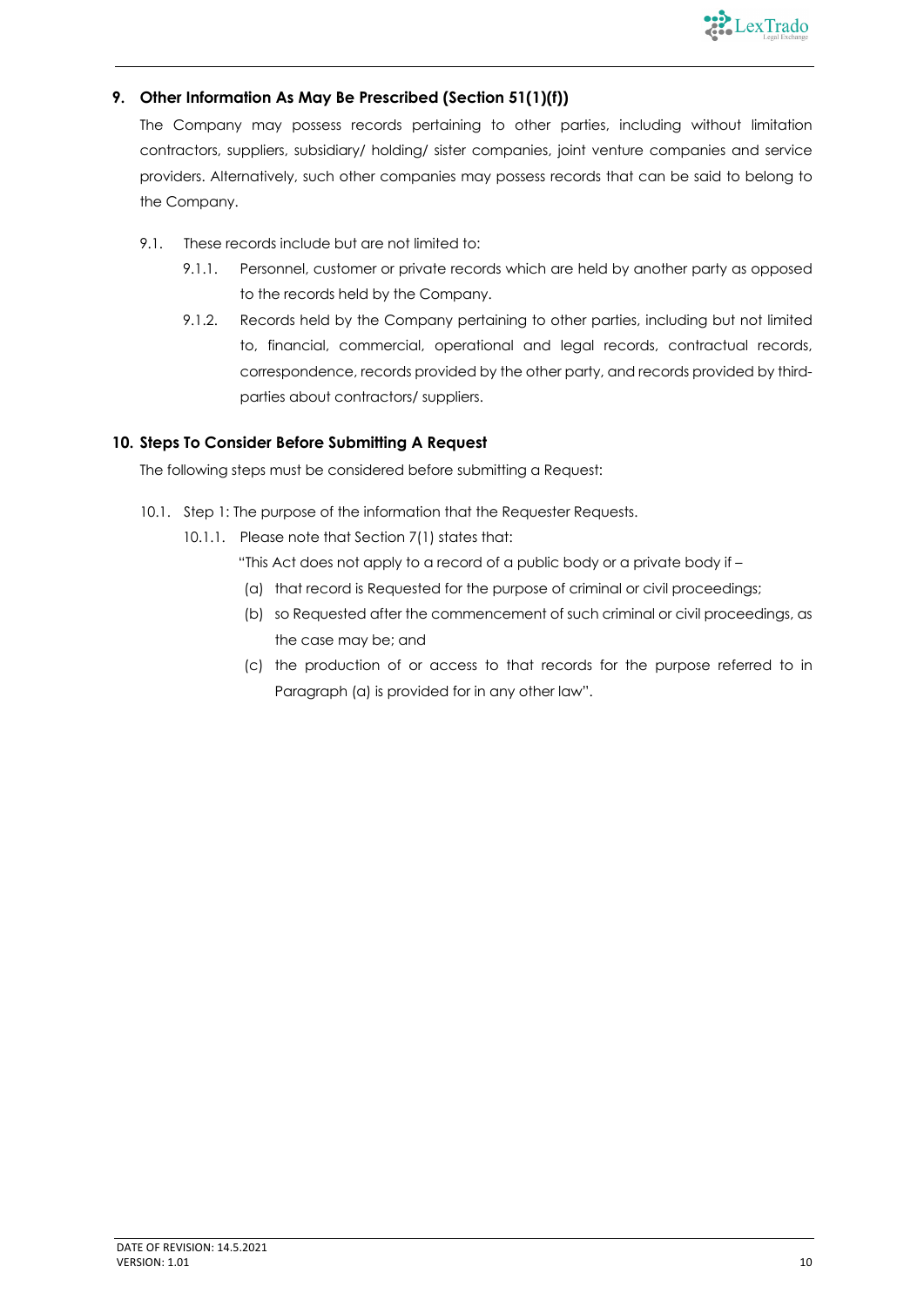## 9. Other Information As May Be Prescribed (Section 51(1)(f))

The Company may possess records pertaining to other parties, including without limitation contractors, suppliers, subsidiary/ holding/ sister companies, joint venture companies and service providers. Alternatively, such other companies may possess records that can be said to belong to the Company.

- 9.1. These records include but are not limited to:
  - 9.1.1. Personnel, customer or private records which are held by another party as opposed to the records held by the Company.
  - 9.1.2. Records held by the Company pertaining to other parties, including but not limited to, financial, commercial, operational and legal records, contractual records, correspondence, records provided by the other party, and records provided by third-parties about contractors/ suppliers.

## 10. Steps To Consider Before Submitting A Request

The following steps must be considered before submitting a Request:

- 10.1. Step 1: The purpose of the information that the Requester Requests.
  - 10.1.1. Please note that Section 7(1) states that:

    "This Act does not apply to a record of a public body or a private body if –

    (a) that record is Requested for the purpose of criminal or civil proceedings;

    (b) so Requested after the commencement of such criminal or civil proceedings, as the case may be; and

    (c) the production of or access to that records for the purpose referred to in Paragraph (a) is provided for in any other law".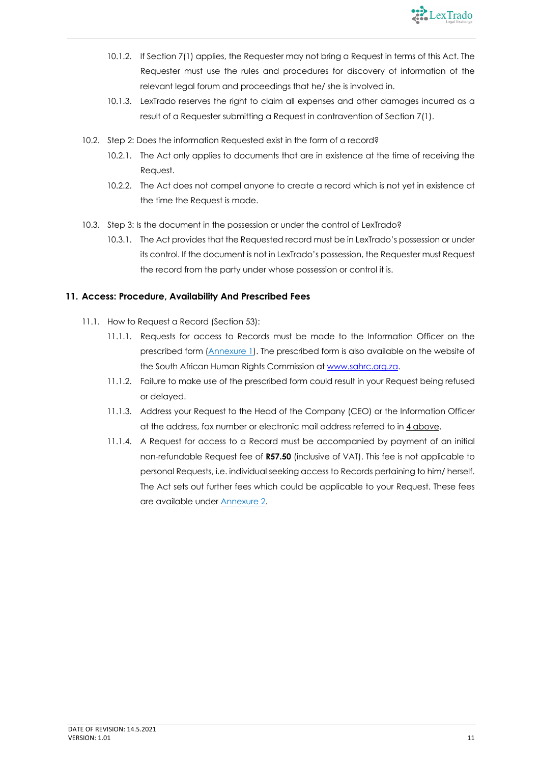10.1.2. If Section 7(1) applies, the Requester may not bring a Request in terms of this Act. The Requester must use the rules and procedures for discovery of information of the relevant legal forum and proceedings that he/ she is involved in.

10.1.3. LexTrado reserves the right to claim all expenses and other damages incurred as a result of a Requester submitting a Request in contravention of Section 7(1).

10.2. Step 2: Does the information Requested exist in the form of a record?

10.2.1. The Act only applies to documents that are in existence at the time of receiving the Request.

10.2.2. The Act does not compel anyone to create a record which is not yet in existence at the time the Request is made.

10.3. Step 3: Is the document in the possession or under the control of LexTrado?

10.3.1. The Act provides that the Requested record must be in LexTrado's possession or under its control. If the document is not in LexTrado's possession, the Requester must Request the record from the party under whose possession or control it is.

## 11. Access: Procedure, Availability And Prescribed Fees

11.1. How to Request a Record (Section 53):

11.1.1. Requests for access to Records must be made to the Information Officer on the prescribed form (Annexure 1). The prescribed form is also available on the website of the South African Human Rights Commission at www.sahrc.org.za.

11.1.2. Failure to make use of the prescribed form could result in your Request being refused or delayed.

11.1.3. Address your Request to the Head of the Company (CEO) or the Information Officer at the address, fax number or electronic mail address referred to in 4 above.

11.1.4. A Request for access to a Record must be accompanied by payment of an initial non-refundable Request fee of **R57.50** (inclusive of VAT). This fee is not applicable to personal Requests, i.e. individual seeking access to Records pertaining to him/ herself. The Act sets out further fees which could be applicable to your Request. These fees are available under Annexure 2.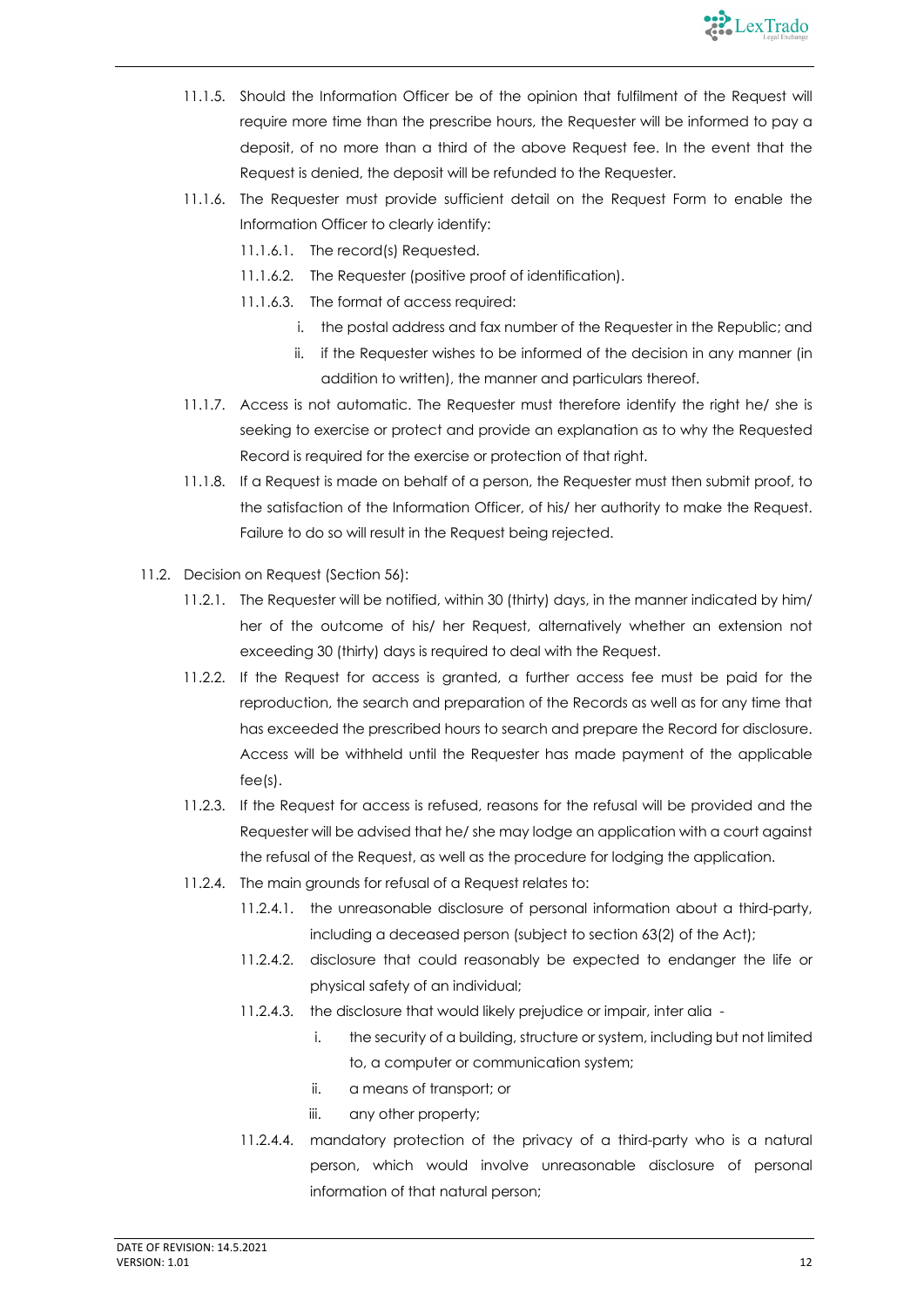11.1.5. Should the Information Officer be of the opinion that fulfilment of the Request will require more time than the prescribe hours, the Requester will be informed to pay a deposit, of no more than a third of the above Request fee. In the event that the Request is denied, the deposit will be refunded to the Requester.

11.1.6. The Requester must provide sufficient detail on the Request Form to enable the Information Officer to clearly identify:

11.1.6.1. The record(s) Requested.

11.1.6.2. The Requester (positive proof of identification).

11.1.6.3. The format of access required:

i. the postal address and fax number of the Requester in the Republic; and

ii. if the Requester wishes to be informed of the decision in any manner (in addition to written), the manner and particulars thereof.

11.1.7. Access is not automatic. The Requester must therefore identify the right he/ she is seeking to exercise or protect and provide an explanation as to why the Requested Record is required for the exercise or protection of that right.

11.1.8. If a Request is made on behalf of a person, the Requester must then submit proof, to the satisfaction of the Information Officer, of his/ her authority to make the Request. Failure to do so will result in the Request being rejected.

11.2. Decision on Request (Section 56):

11.2.1. The Requester will be notified, within 30 (thirty) days, in the manner indicated by him/ her of the outcome of his/ her Request, alternatively whether an extension not exceeding 30 (thirty) days is required to deal with the Request.

11.2.2. If the Request for access is granted, a further access fee must be paid for the reproduction, the search and preparation of the Records as well as for any time that has exceeded the prescribed hours to search and prepare the Record for disclosure. Access will be withheld until the Requester has made payment of the applicable fee(s).

11.2.3. If the Request for access is refused, reasons for the refusal will be provided and the Requester will be advised that he/ she may lodge an application with a court against the refusal of the Request, as well as the procedure for lodging the application.

11.2.4. The main grounds for refusal of a Request relates to:

11.2.4.1. the unreasonable disclosure of personal information about a third-party, including a deceased person (subject to section 63(2) of the Act);

11.2.4.2. disclosure that could reasonably be expected to endanger the life or physical safety of an individual;

11.2.4.3. the disclosure that would likely prejudice or impair, inter alia -

i. the security of a building, structure or system, including but not limited to, a computer or communication system;

ii. a means of transport; or

iii. any other property;

11.2.4.4. mandatory protection of the privacy of a third-party who is a natural person, which would involve unreasonable disclosure of personal information of that natural person;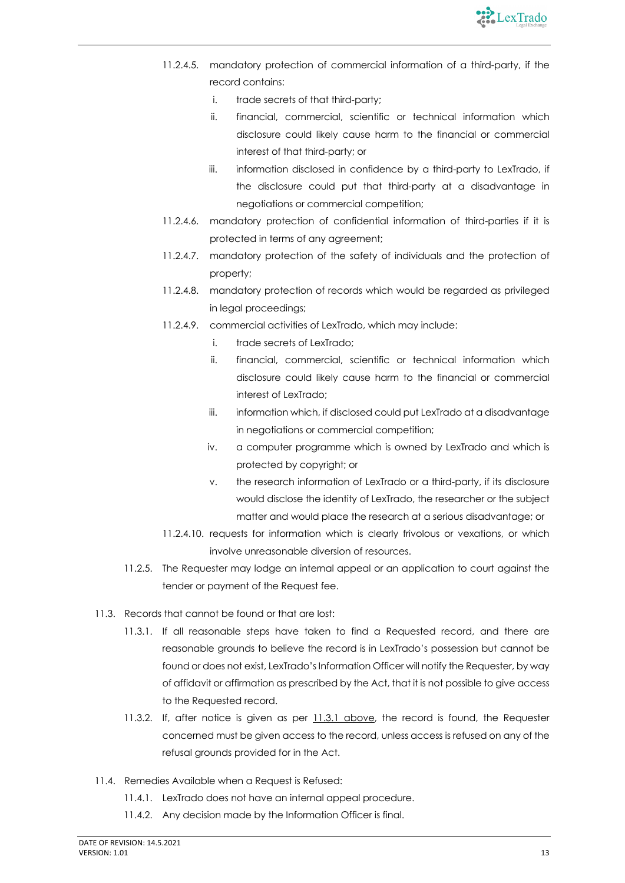11.2.4.5. mandatory protection of commercial information of a third-party, if the record contains:

   i. trade secrets of that third-party;

   ii. financial, commercial, scientific or technical information which disclosure could likely cause harm to the financial or commercial interest of that third-party; or

   iii. information disclosed in confidence by a third-party to LexTrado, if the disclosure could put that third-party at a disadvantage in negotiations or commercial competition;

11.2.4.6. mandatory protection of confidential information of third-parties if it is protected in terms of any agreement;

11.2.4.7. mandatory protection of the safety of individuals and the protection of property;

11.2.4.8. mandatory protection of records which would be regarded as privileged in legal proceedings;

11.2.4.9. commercial activities of LexTrado, which may include:

   i. trade secrets of LexTrado;

   ii. financial, commercial, scientific or technical information which disclosure could likely cause harm to the financial or commercial interest of LexTrado;

   iii. information which, if disclosed could put LexTrado at a disadvantage in negotiations or commercial competition;

   iv. a computer programme which is owned by LexTrado and which is protected by copyright; or

   v. the research information of LexTrado or a third-party, if its disclosure would disclose the identity of LexTrado, the researcher or the subject matter and would place the research at a serious disadvantage; or

11.2.4.10. requests for information which is clearly frivolous or vexations, or which involve unreasonable diversion of resources.

11.2.5. The Requester may lodge an internal appeal or an application to court against the tender or payment of the Request fee.

11.3. Records that cannot be found or that are lost:

11.3.1. If all reasonable steps have taken to find a Requested record, and there are reasonable grounds to believe the record is in LexTrado's possession but cannot be found or does not exist, LexTrado's Information Officer will notify the Requester, by way of affidavit or affirmation as prescribed by the Act, that it is not possible to give access to the Requested record.

11.3.2. If, after notice is given as per 11.3.1 above, the record is found, the Requester concerned must be given access to the record, unless access is refused on any of the refusal grounds provided for in the Act.

11.4. Remedies Available when a Request is Refused:

11.4.1. LexTrado does not have an internal appeal procedure.

11.4.2. Any decision made by the Information Officer is final.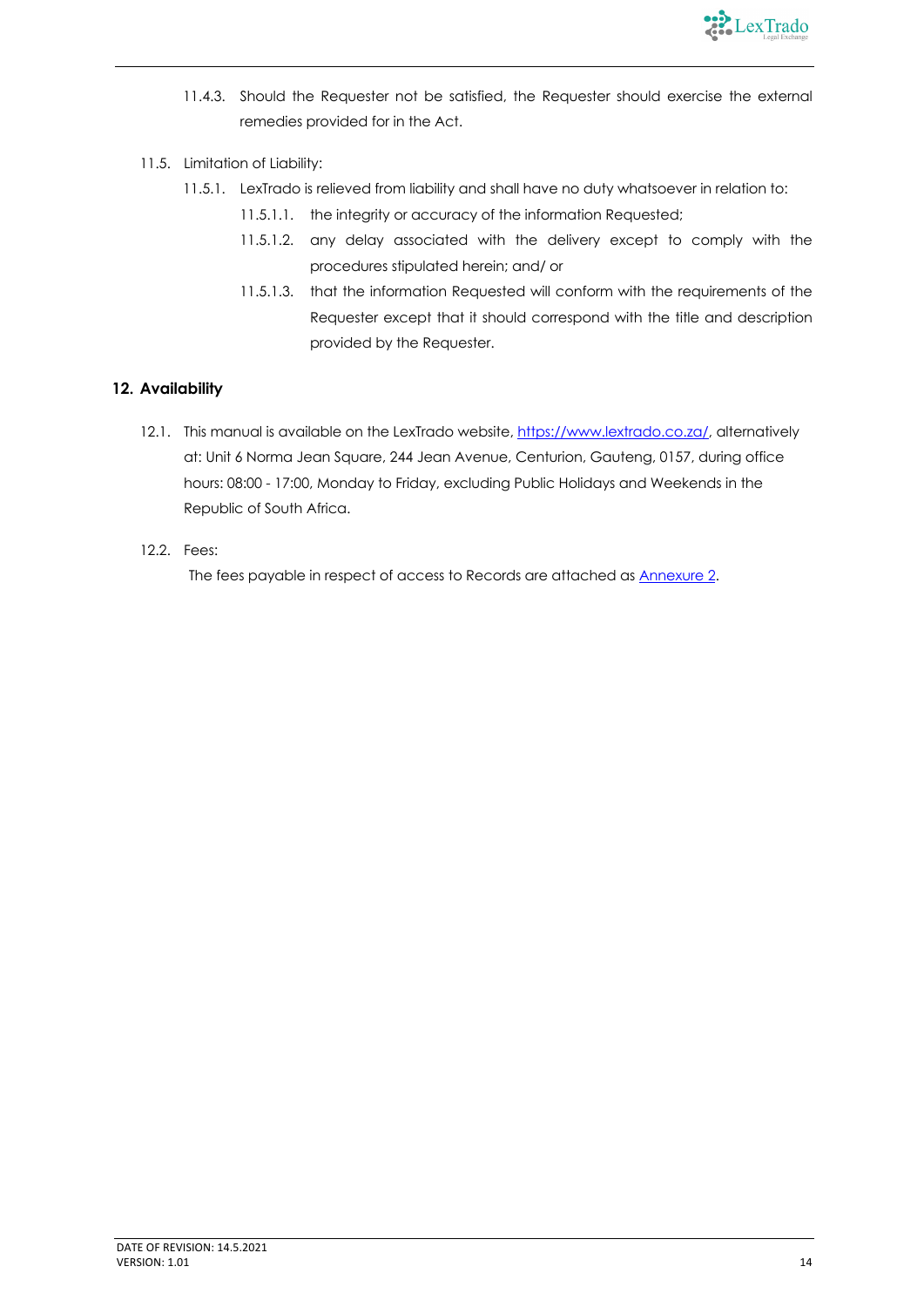11.4.3. Should the Requester not be satisfied, the Requester should exercise the external remedies provided for in the Act.

11.5. Limitation of Liability:

11.5.1. LexTrado is relieved from liability and shall have no duty whatsoever in relation to:

11.5.1.1. the integrity or accuracy of the information Requested;

11.5.1.2. any delay associated with the delivery except to comply with the procedures stipulated herein; and/ or

11.5.1.3. that the information Requested will conform with the requirements of the Requester except that it should correspond with the title and description provided by the Requester.

## 12. Availability

12.1. This manual is available on the LexTrado website, [https://www.lextrado.co.za/](https://www.lextrado.co.za/), alternatively at: Unit 6 Norma Jean Square, 244 Jean Avenue, Centurion, Gauteng, 0157, during office hours: 08:00 - 17:00, Monday to Friday, excluding Public Holidays and Weekends in the Republic of South Africa.

12.2. Fees:

The fees payable in respect of access to Records are attached as Annexure 2.

DATE OF REVISION: 14.5.2021
VERSION: 1.01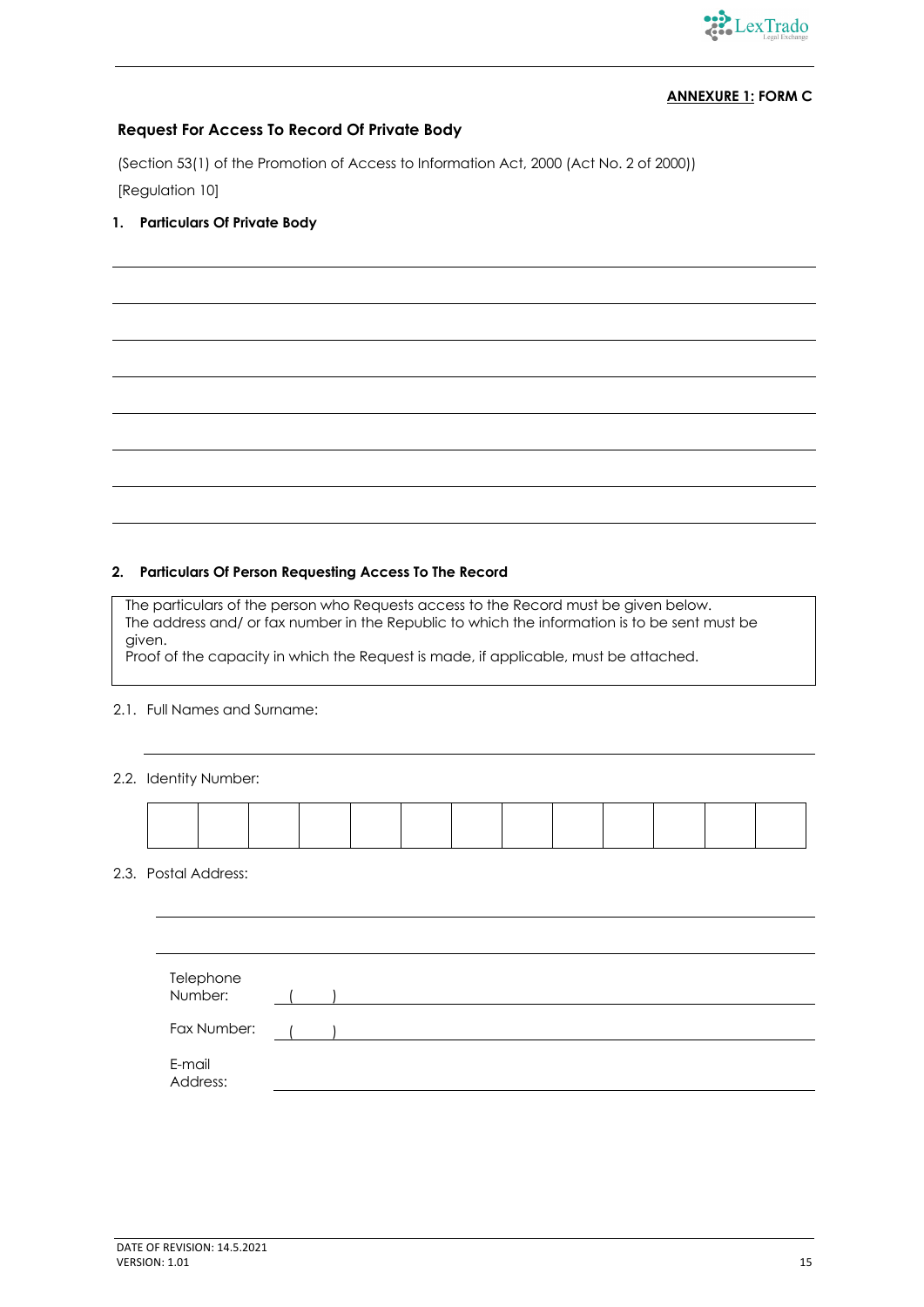**ANNEXURE 1: FORM C**

## Request For Access To Record Of Private Body

(Section 53(1) of the Promotion of Access to Information Act, 2000 (Act No. 2 of 2000))

[Regulation 10]

### 1. Particulars Of Private Body

_______________________________________________

_______________________________________________

_______________________________________________

_______________________________________________

_______________________________________________

_______________________________________________

_______________________________________________

### 2. Particulars Of Person Requesting Access To The Record

| The particulars of the person who Requests access to the Record must be given below. The address and/ or fax number in the Republic to which the information is to be sent must be given. Proof of the capacity in which the Request is made, if applicable, must be attached. |
|---|

2.1. Full Names and Surname:

_______________________________________________

2.2. Identity Number:

| | | | | | | | | | | | | |
|---|---|---|---|---|---|---|---|---|---|---|---|---|
| | | | | | | | | | | | | |

2.3. Postal Address:

_______________________________________________

_______________________________________________

Telephone Number: ( ) ___________________________

Fax Number: ( ) ___________________________

E-mail Address: ___________________________

DATE OF REVISION: 14.5.2021
VERSION: 1.01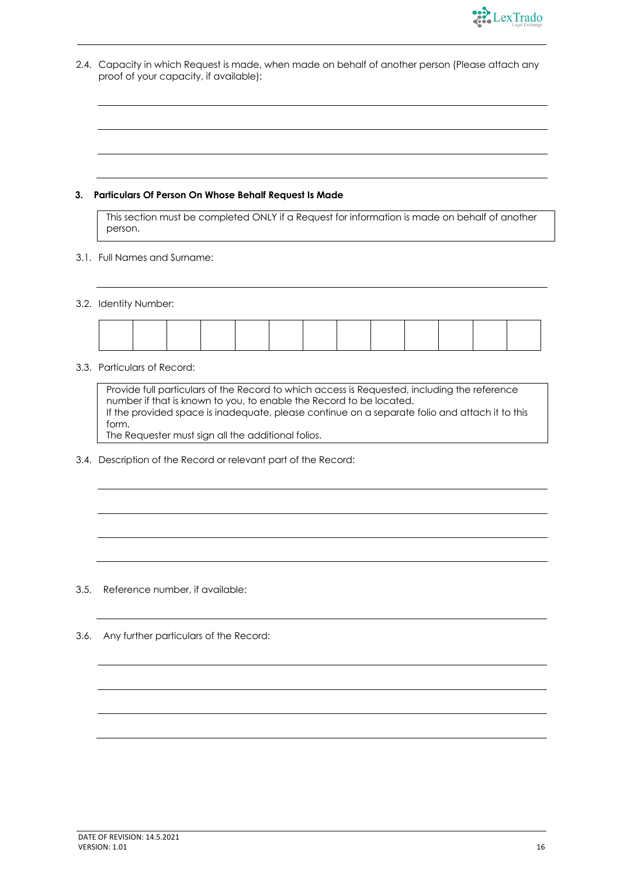2.4. Capacity in which Request is made, when made on behalf of another person (Please attach any proof of your capacity, if available):

___

___

___

___

### 3. Particulars Of Person On Whose Behalf Request Is Made

> This section must be completed ONLY if a Request for information is made on behalf of another person.

3.1. Full Names and Surname:

___

3.2. Identity Number:

| | | | | | | | | | | | | |
|---|---|---|---|---|---|---|---|---|---|---|---|---|
| | | | | | | | | | | | | |

3.3. Particulars of Record:

> Provide full particulars of the Record to which access is Requested, including the reference number if that is known to you, to enable the Record to be located.
> If the provided space is inadequate, please continue on a separate folio and attach it to this form.
> The Requester must sign all the additional folios.

3.4. Description of the Record or relevant part of the Record:

___

___

___

___

3.5. Reference number, if available:

___

3.6. Any further particulars of the Record:

___

___

___

___

DATE OF REVISION: 14.5.2021
VERSION: 1.01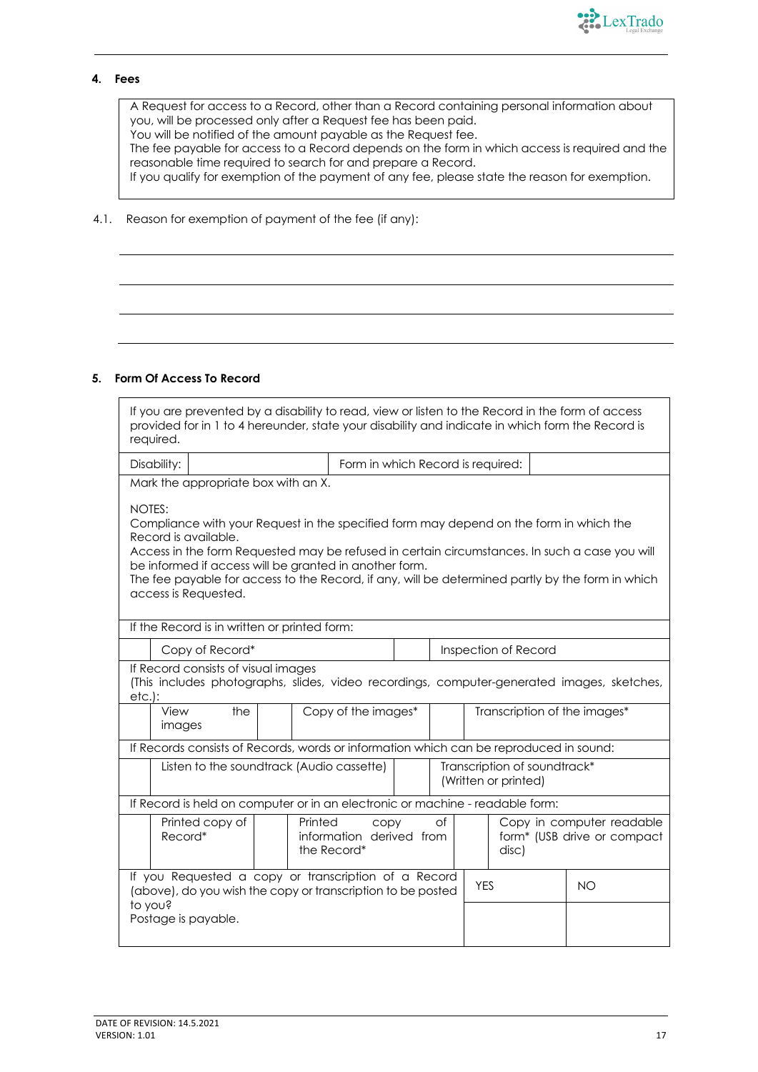## 4. Fees

| A Request for access to a Record, other than a Record containing personal information about you, will be processed only after a Request fee has been paid. You will be notified of the amount payable as the Request fee. The fee payable for access to a Record depends on the form in which access is required and the reasonable time required to search for and prepare a Record. If you qualify for exemption of the payment of any fee, please state the reason for exemption. |
|---|

4.1. Reason for exemption of payment of the fee (if any):

\_\_\_\_\_\_\_\_\_\_\_\_\_\_\_\_\_\_\_\_\_\_\_\_\_\_\_\_\_\_\_\_\_\_\_\_\_\_\_\_\_\_\_\_\_\_\_\_\_\_\_\_\_\_

\_\_\_\_\_\_\_\_\_\_\_\_\_\_\_\_\_\_\_\_\_\_\_\_\_\_\_\_\_\_\_\_\_\_\_\_\_\_\_\_\_\_\_\_\_\_\_\_\_\_\_\_\_\_

\_\_\_\_\_\_\_\_\_\_\_\_\_\_\_\_\_\_\_\_\_\_\_\_\_\_\_\_\_\_\_\_\_\_\_\_\_\_\_\_\_\_\_\_\_\_\_\_\_\_\_\_\_\_

\_\_\_\_\_\_\_\_\_\_\_\_\_\_\_\_\_\_\_\_\_\_\_\_\_\_\_\_\_\_\_\_\_\_\_\_\_\_\_\_\_\_\_\_\_\_\_\_\_\_\_\_\_\_

## 5. Form Of Access To Record

| If you are prevented by a disability to read, view or listen to the Record in the form of access provided for in 1 to 4 hereunder, state your disability and indicate in which form the Record is required. | | | |
|---|---|---|---|
| Disability: | | Form in which Record is required: | |

Mark the appropriate box with an X.

NOTES:
Compliance with your Request in the specified form may depend on the form in which the Record is available.
Access in the form Requested may be refused in certain circumstances. In such a case you will be informed if access will be granted in another form.
The fee payable for access to the Record, if any, will be determined partly by the form in which access is Requested.

If the Record is in written or printed form:

| | Copy of Record* | | Inspection of Record |
|---|---|---|---|

If Record consists of visual images
(This includes photographs, slides, video recordings, computer-generated images, sketches, etc.):

| | View the images | | Copy of the images* | | Transcription of the images* |
|---|---|---|---|---|---|

If Records consists of Records, words or information which can be reproduced in sound:

| | Listen to the soundtrack (Audio cassette) | | Transcription of soundtrack* (Written or printed) |
|---|---|---|---|

If Record is held on computer or in an electronic or machine - readable form:

| | Printed copy of Record* | | Printed copy of information derived from the Record* | | Copy in computer readable form* (USB drive or compact disc) |
|---|---|---|---|---|---|

| If you Requested a copy or transcription of a Record (above), do you wish the copy or transcription to be posted to you? Postage is payable. | YES | NO |
|---|---|---|
| | | |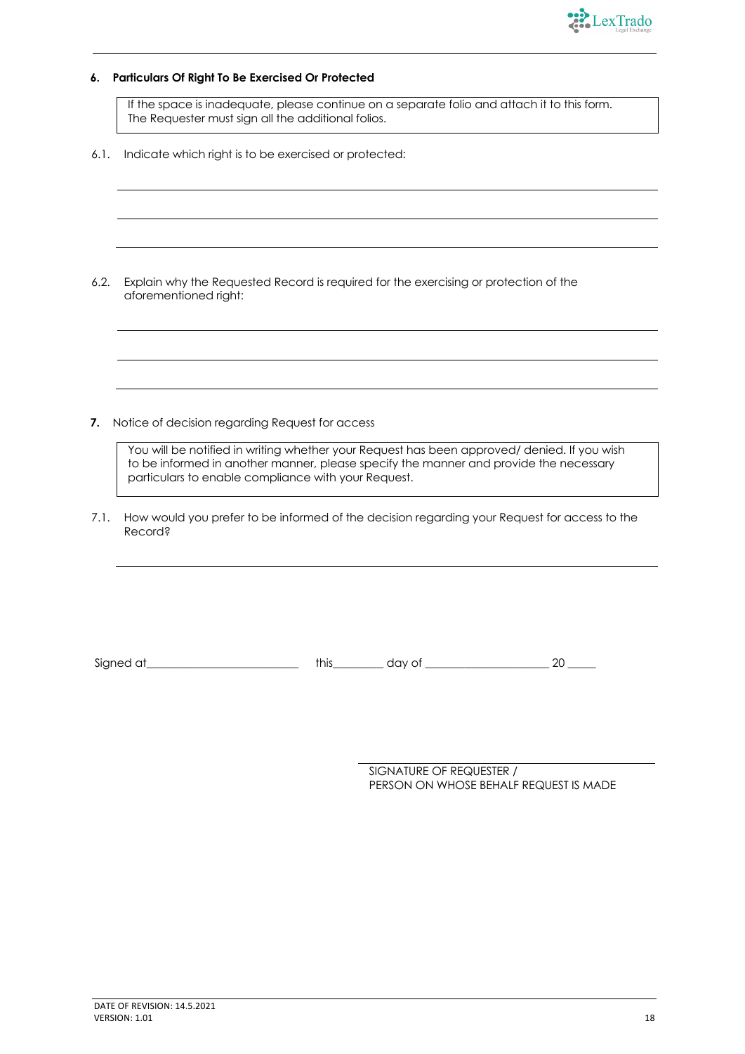**6. Particulars Of Right To Be Exercised Or Protected**

> If the space is inadequate, please continue on a separate folio and attach it to this form. The Requester must sign all the additional folios.

6.1. Indicate which right is to be exercised or protected:

\_\_\_\_\_\_\_\_\_\_\_\_\_\_\_\_\_\_\_\_\_\_\_\_\_\_\_\_\_\_\_\_\_\_\_\_\_\_\_\_\_\_\_\_\_\_\_\_\_\_\_\_\_\_\_\_\_\_\_\_

\_\_\_\_\_\_\_\_\_\_\_\_\_\_\_\_\_\_\_\_\_\_\_\_\_\_\_\_\_\_\_\_\_\_\_\_\_\_\_\_\_\_\_\_\_\_\_\_\_\_\_\_\_\_\_\_\_\_\_\_

\_\_\_\_\_\_\_\_\_\_\_\_\_\_\_\_\_\_\_\_\_\_\_\_\_\_\_\_\_\_\_\_\_\_\_\_\_\_\_\_\_\_\_\_\_\_\_\_\_\_\_\_\_\_\_\_\_\_\_\_

6.2. Explain why the Requested Record is required for the exercising or protection of the aforementioned right:

\_\_\_\_\_\_\_\_\_\_\_\_\_\_\_\_\_\_\_\_\_\_\_\_\_\_\_\_\_\_\_\_\_\_\_\_\_\_\_\_\_\_\_\_\_\_\_\_\_\_\_\_\_\_\_\_\_\_\_\_

\_\_\_\_\_\_\_\_\_\_\_\_\_\_\_\_\_\_\_\_\_\_\_\_\_\_\_\_\_\_\_\_\_\_\_\_\_\_\_\_\_\_\_\_\_\_\_\_\_\_\_\_\_\_\_\_\_\_\_\_

\_\_\_\_\_\_\_\_\_\_\_\_\_\_\_\_\_\_\_\_\_\_\_\_\_\_\_\_\_\_\_\_\_\_\_\_\_\_\_\_\_\_\_\_\_\_\_\_\_\_\_\_\_\_\_\_\_\_\_\_

**7.** Notice of decision regarding Request for access

> You will be notified in writing whether your Request has been approved/ denied. If you wish to be informed in another manner, please specify the manner and provide the necessary particulars to enable compliance with your Request.

7.1. How would you prefer to be informed of the decision regarding your Request for access to the Record?

\_\_\_\_\_\_\_\_\_\_\_\_\_\_\_\_\_\_\_\_\_\_\_\_\_\_\_\_\_\_\_\_\_\_\_\_\_\_\_\_\_\_\_\_\_\_\_\_\_\_\_\_\_\_\_\_\_\_\_\_

Signed at\_\_\_\_\_\_\_\_\_\_\_\_\_\_\_\_\_\_\_\_\_\_\_\_\_\_ this\_\_\_\_\_\_\_\_\_ day of \_\_\_\_\_\_\_\_\_\_\_\_\_\_\_\_\_\_\_\_\_ 20 \_\_\_\_\_

\_\_\_\_\_\_\_\_\_\_\_\_\_\_\_\_\_\_\_\_\_\_\_\_\_\_\_\_\_\_\_\_\_\_\_\_\_\_\_\_

SIGNATURE OF REQUESTER /
PERSON ON WHOSE BEHALF REQUEST IS MADE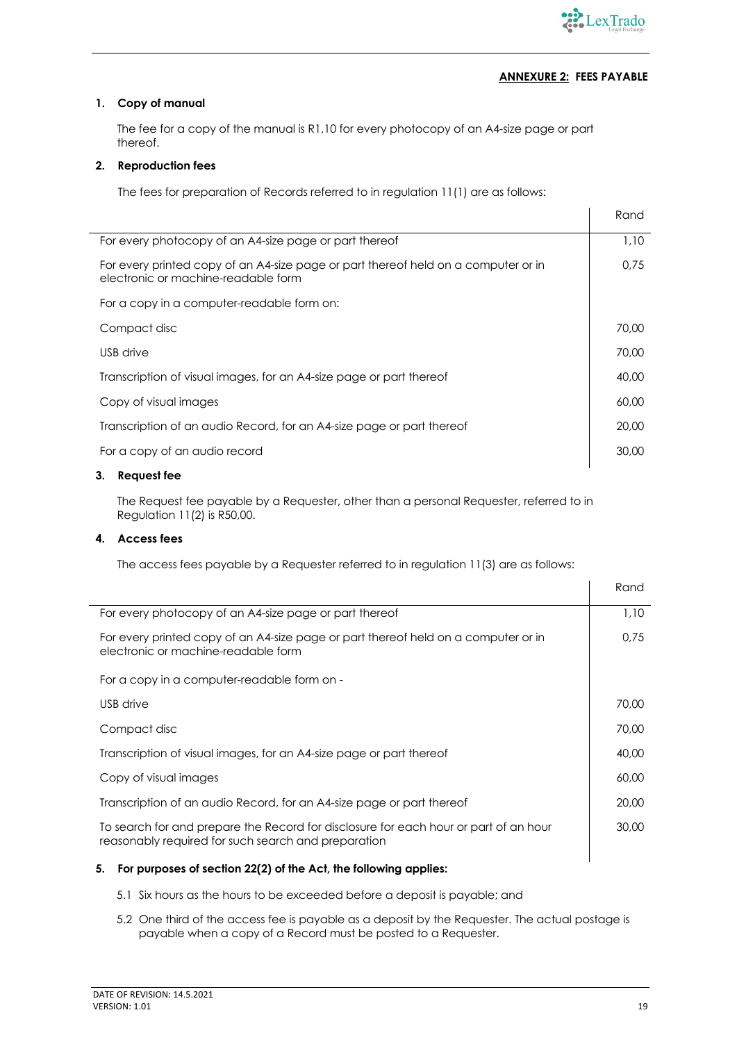## ANNEXURE 2: FEES PAYABLE

### 1. Copy of manual

The fee for a copy of the manual is R1,10 for every photocopy of an A4-size page or part thereof.

### 2. Reproduction fees

The fees for preparation of Records referred to in regulation 11(1) are as follows:

| | Rand |
|---|---|
| For every photocopy of an A4-size page or part thereof | 1,10 |
| For every printed copy of an A4-size page or part thereof held on a computer or in electronic or machine-readable form | 0,75 |
| For a copy in a computer-readable form on: | |
| Compact disc | 70,00 |
| USB drive | 70,00 |
| Transcription of visual images, for an A4-size page or part thereof | 40,00 |
| Copy of visual images | 60,00 |
| Transcription of an audio Record, for an A4-size page or part thereof | 20,00 |
| For a copy of an audio record | 30,00 |

### 3. Request fee

The Request fee payable by a Requester, other than a personal Requester, referred to in Regulation 11(2) is R50,00.

### 4. Access fees

The access fees payable by a Requester referred to in regulation 11(3) are as follows:

| | Rand |
|---|---|
| For every photocopy of an A4-size page or part thereof | 1,10 |
| For every printed copy of an A4-size page or part thereof held on a computer or in electronic or machine-readable form | 0,75 |
| For a copy in a computer-readable form on - | |
| USB drive | 70,00 |
| Compact disc | 70,00 |
| Transcription of visual images, for an A4-size page or part thereof | 40,00 |
| Copy of visual images | 60,00 |
| Transcription of an audio Record, for an A4-size page or part thereof | 20,00 |
| To search for and prepare the Record for disclosure for each hour or part of an hour reasonably required for such search and preparation | 30,00 |

### 5. For purposes of section 22(2) of the Act, the following applies:

5.1 Six hours as the hours to be exceeded before a deposit is payable; and

5.2 One third of the access fee is payable as a deposit by the Requester. The actual postage is payable when a copy of a Record must be posted to a Requester.